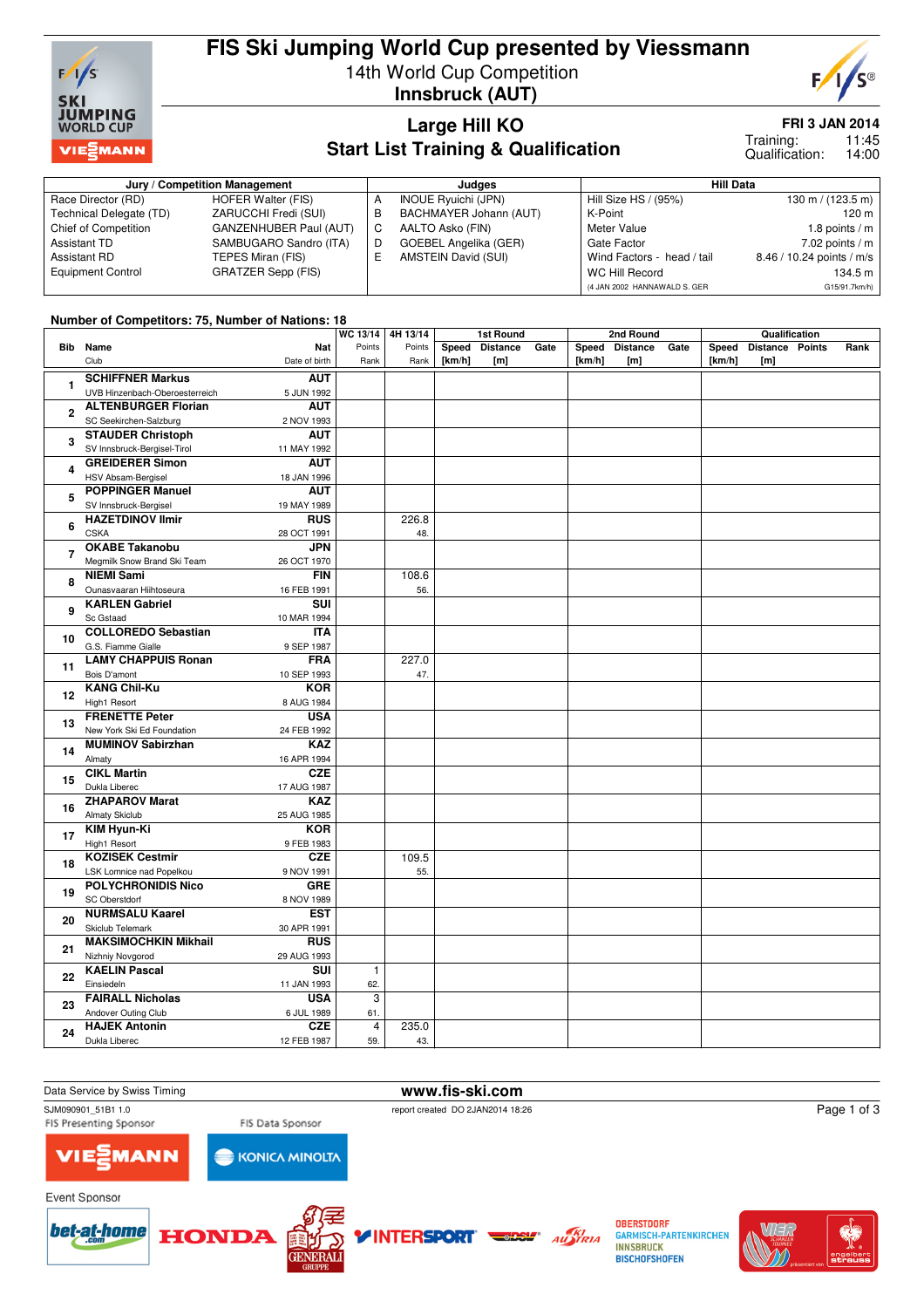# FIS Ski Jumping World Cup presented by Viessmann

14th World Cup Competition
**Innsbruck (AUT)**

## Large Hill KO
## Start List Training & Qualification

**FRI 3 JAN 2014**
Training: 11:45
Qualification: 14:00

| Jury / Competition Management | | Judges | | Hill Data | |
|---|---|---|---|---|---|
| Race Director (RD) | HOFER Walter (FIS) | A | INOUE Ryuichi (JPN) | Hill Size HS / (95%) | 130 m / (123.5 m) |
| Technical Delegate (TD) | ZARUCCHI Fredi (SUI) | B | BACHMAYER Johann (AUT) | K-Point | 120 m |
| Chief of Competition | GANZENHUBER Paul (AUT) | C | AALTO Asko (FIN) | Meter Value | 1.8 points / m |
| Assistant TD | SAMBUGARO Sandro (ITA) | D | GOEBEL Angelika (GER) | Gate Factor | 7.02 points / m |
| Assistant RD | TEPES Miran (FIS) | E | AMSTEIN David (SUI) | Wind Factors - head / tail | 8.46 / 10.24 points / m/s |
| Equipment Control | GRATZER Sepp (FIS) | | | WC Hill Record | 134.5 m |
| | | | | (4 JAN 2002 HANNAWALD S. GER) | G15/91.7km/h) |

Number of Competitors: 75, Number of Nations: 18

| Bib | Name / Club | Nat / Date of birth | WC 13/14 Points / Rank | 4H 13/14 Points / Rank | 1st Round Speed [km/h] | 1st Round Distance [m] | 1st Round Gate | 2nd Round Speed [km/h] | 2nd Round Distance [m] | 2nd Round Gate | Qualification Speed [km/h] | Qualification Distance [m] | Qualification Points | Rank |
|---|---|---|---|---|---|---|---|---|---|---|---|---|---|---|
| 1 | SCHIFFNER Markus<br>UVB Hinzenbach-Oberoesterreich | AUT<br>5 JUN 1992 | | | | | | | | | | | | |
| 2 | ALTENBURGER Florian<br>SC Seekirchen-Salzburg | AUT<br>2 NOV 1993 | | | | | | | | | | | | |
| 3 | STAUDER Christoph<br>SV Innsbruck-Bergisel-Tirol | AUT<br>11 MAY 1992 | | | | | | | | | | | | |
| 4 | GREIDERER Simon<br>HSV Absam-Bergisel | AUT<br>18 JAN 1996 | | | | | | | | | | | | |
| 5 | POPPINGER Manuel<br>SV Innsbruck-Bergisel | AUT<br>19 MAY 1989 | | | | | | | | | | | | |
| 6 | HAZETDINOV Ilmir<br>CSKA | RUS<br>28 OCT 1991 | | 226.8<br>48. | | | | | | | | | | |
| 7 | OKABE Takanobu<br>Megmilk Snow Brand Ski Team | JPN<br>26 OCT 1970 | | | | | | | | | | | | |
| 8 | NIEMI Sami<br>Ounasvaaran Hiihtoseura | FIN<br>16 FEB 1991 | | 108.6<br>56. | | | | | | | | | | |
| 9 | KARLEN Gabriel<br>Sc Gstaad | SUI<br>10 MAR 1994 | | | | | | | | | | | | |
| 10 | COLLOREDO Sebastian<br>G.S. Fiamme Gialle | ITA<br>9 SEP 1987 | | | | | | | | | | | | |
| 11 | LAMY CHAPPUIS Ronan<br>Bois D'amont | FRA<br>10 SEP 1993 | | 227.0<br>47. | | | | | | | | | | |
| 12 | KANG Chil-Ku<br>High1 Resort | KOR<br>8 AUG 1984 | | | | | | | | | | | | |
| 13 | FRENETTE Peter<br>New York Ski Ed Foundation | USA<br>24 FEB 1992 | | | | | | | | | | | | |
| 14 | MUMINOV Sabirzhan<br>Almaty | KAZ<br>16 APR 1994 | | | | | | | | | | | | |
| 15 | CIKL Martin<br>Dukla Liberec | CZE<br>17 AUG 1987 | | | | | | | | | | | | |
| 16 | ZHAPAROV Marat<br>Almaty Skiclub | KAZ<br>25 AUG 1985 | | | | | | | | | | | | |
| 17 | KIM Hyun-Ki<br>High1 Resort | KOR<br>9 FEB 1983 | | | | | | | | | | | | |
| 18 | KOZISEK Cestmir<br>LSK Lomnice nad Popelkou | CZE<br>9 NOV 1991 | | 109.5<br>55. | | | | | | | | | | |
| 19 | POLYCHRONIDIS Nico<br>SC Oberstdorf | GRE<br>8 NOV 1989 | | | | | | | | | | | | |
| 20 | NURMSALU Kaarel<br>Skiclub Telemark | EST<br>30 APR 1991 | | | | | | | | | | | | |
| 21 | MAKSIMOCHKIN Mikhail<br>Nizhniy Novgorod | RUS<br>29 AUG 1993 | | | | | | | | | | | | |
| 22 | KAELIN Pascal<br>Einsiedeln | SUI<br>11 JAN 1993 | 1<br>62. | | | | | | | | | | | |
| 23 | FAIRALL Nicholas<br>Andover Outing Club | USA<br>6 JUL 1989 | 3<br>61. | | | | | | | | | | | |
| 24 | HAJEK Antonin<br>Dukla Liberec | CZE<br>12 FEB 1987 | 4<br>59. | 235.0<br>43. | | | | | | | | | | |

Data Service by Swiss Timing — www.fis-ski.com

SJM090901_51B1 1.0 — report created DO 2JAN2014 18:26

FIS Presenting Sponsor: VIESSMANN — FIS Data Sponsor: KONICA MINOLTA

Event Sponsor: bet-at-home.com, HONDA, GENERALI, INTERSPORT, DSV, AUSTRIA, OBERSTDORF GARMISCH-PARTENKIRCHEN INNSBRUCK BISCHOFSHOFEN, VIER SCHANZEN TOURNEE, engelbert strauss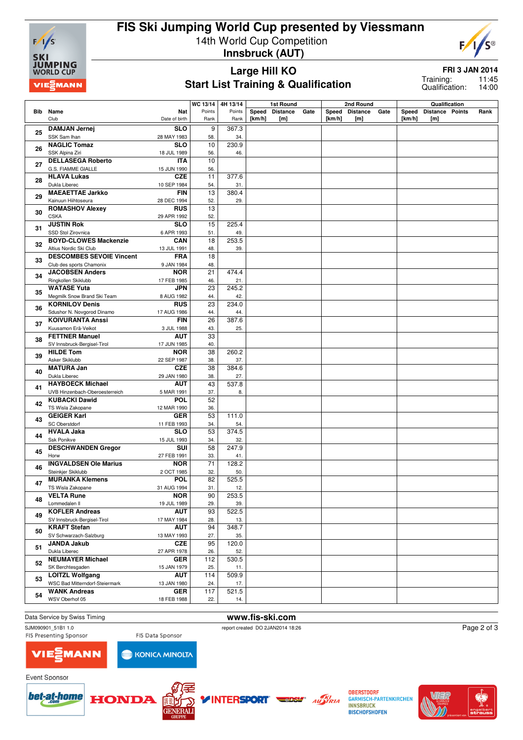# FIS Ski Jumping World Cup presented by Viessmann

14th World Cup Competition

**Innsbruck (AUT)**

## Large Hill KO
## Start List Training & Qualification

**FRI 3 JAN 2014**

Training: 11:45

Qualification: 14:00

| Bib | Name / Club | Nat / Date of birth | WC 13/14 Points / Rank | 4H 13/14 Points / Rank | 1st Round Speed [km/h] | 1st Round Distance [m] | 1st Round Gate | 2nd Round Speed [km/h] | 2nd Round Distance [m] | 2nd Round Gate | Qualification Speed [km/h] | Qualification Distance [m] | Qualification Points | Qualification Rank |
|---|---|---|---|---|---|---|---|---|---|---|---|---|---|---|
| 25 | **DAMJAN Jernej** SSK Sam Ihan | **SLO** 28 MAY 1983 | 9 / 58. | 367.3 / 34. | | | | | | | | | | |
| 26 | **NAGLIC Tomaz** SSK Alpina Ziri | **SLO** 18 JUL 1989 | 10 / 56. | 230.9 / 46. | | | | | | | | | | |
| 27 | **DELLASEGA Roberto** G.S. FIAMME GIALLE | **ITA** 15 JUN 1990 | 10 / 56. | | | | | | | | | | | |
| 28 | **HLAVA Lukas** Dukla Liberec | **CZE** 10 SEP 1984 | 11 / 54. | 377.6 / 31. | | | | | | | | | | |
| 29 | **MAEAETTAE Jarkko** Kainuun Hiihtoseura | **FIN** 28 DEC 1994 | 13 / 52. | 380.4 / 29. | | | | | | | | | | |
| 30 | **ROMASHOV Alexey** CSKA | **RUS** 29 APR 1992 | 13 / 52. | | | | | | | | | | | |
| 31 | **JUSTIN Rok** SSD Stol Zirovnica | **SLO** 6 APR 1993 | 15 / 51. | 225.4 / 49. | | | | | | | | | | |
| 32 | **BOYD-CLOWES Mackenzie** Altius Nordic Ski Club | **CAN** 13 JUL 1991 | 18 / 48. | 253.5 / 39. | | | | | | | | | | |
| 33 | **DESCOMBES SEVOIE Vincent** Club des sports Chamonix | **FRA** 9 JAN 1984 | 18 / 48. | | | | | | | | | | | |
| 34 | **JACOBSEN Anders** Ringkollen Skiklubb | **NOR** 17 FEB 1985 | 21 / 46. | 474.4 / 21. | | | | | | | | | | |
| 35 | **WATASE Yuta** Megmilk Snow Brand Ski Team | **JPN** 8 AUG 1982 | 23 / 44. | 245.2 / 42. | | | | | | | | | | |
| 36 | **KORNILOV Denis** Sdushor N. Novgorod Dinamo | **RUS** 17 AUG 1986 | 23 / 44. | 234.0 / 44. | | | | | | | | | | |
| 37 | **KOIVURANTA Anssi** Kuusamon Erä-Veikot | **FIN** 3 JUL 1988 | 26 / 43. | 387.6 / 25. | | | | | | | | | | |
| 38 | **FETTNER Manuel** SV Innsbruck-Bergisel-Tirol | **AUT** 17 JUN 1985 | 33 / 40. | | | | | | | | | | | |
| 39 | **HILDE Tom** Asker Skiklubb | **NOR** 22 SEP 1987 | 38 / 38. | 260.2 / 37. | | | | | | | | | | |
| 40 | **MATURA Jan** Dukla Liberec | **CZE** 29 JAN 1980 | 38 / 38. | 384.6 / 27. | | | | | | | | | | |
| 41 | **HAYBOECK Michael** UVB Hinzenbach-Oberoesterreich | **AUT** 5 MAR 1991 | 43 / 37. | 537.8 / 8. | | | | | | | | | | |
| 42 | **KUBACKI Dawid** TS Wisla Zakopane | **POL** 12 MAR 1990 | 52 / 36. | | | | | | | | | | | |
| 43 | **GEIGER Karl** SC Oberstdorf | **GER** 11 FEB 1993 | 53 / 34. | 111.0 / 54. | | | | | | | | | | |
| 44 | **HVALA Jaka** Ssk Ponikve | **SLO** 15 JUL 1993 | 53 / 34. | 374.5 / 32. | | | | | | | | | | |
| 45 | **DESCHWANDEN Gregor** Horw | **SUI** 27 FEB 1991 | 58 / 33. | 247.9 / 41. | | | | | | | | | | |
| 46 | **INGVALDSEN Ole Marius** Steinkjer Skiklubb | **NOR** 2 OCT 1985 | 71 / 32. | 128.2 / 50. | | | | | | | | | | |
| 47 | **MURANKA Klemens** TS Wisla Zakopane | **POL** 31 AUG 1994 | 82 / 31. | 525.5 / 12. | | | | | | | | | | |
| 48 | **VELTA Rune** Lommedalen Il | **NOR** 19 JUL 1989 | 90 / 29. | 253.5 / 39. | | | | | | | | | | |
| 49 | **KOFLER Andreas** SV Innsbruck-Bergisel-Tirol | **AUT** 17 MAY 1984 | 93 / 28. | 522.5 / 13. | | | | | | | | | | |
| 50 | **KRAFT Stefan** SV Schwarzach-Salzburg | **AUT** 13 MAY 1993 | 94 / 27. | 348.7 / 35. | | | | | | | | | | |
| 51 | **JANDA Jakub** Dukla Liberec | **CZE** 27 APR 1978 | 95 / 26. | 120.0 / 52. | | | | | | | | | | |
| 52 | **NEUMAYER Michael** SK Berchtesgaden | **GER** 15 JAN 1979 | 112 / 25. | 530.5 / 11. | | | | | | | | | | |
| 53 | **LOITZL Wolfgang** WSC Bad Mitterndorf-Steiermark | **AUT** 13 JAN 1980 | 114 / 24. | 509.9 / 17. | | | | | | | | | | |
| 54 | **WANK Andreas** WSV Oberhof 05 | **GER** 18 FEB 1988 | 117 / 22. | 521.5 / 14. | | | | | | | | | | |

Data Service by Swiss Timing

www.fis-ski.com

SJM090901_51B1 1.0

report created DO 2JAN2014 18:26

FIS Presenting Sponsor: VIESSMANN

FIS Data Sponsor: KONICA MINOLTA

Event Sponsor: bet-at-home.com, HONDA, GENERALI GRUPPE, INTERSPORT, DSV, AUSTRIA, OBERSTDORF GARMISCH-PARTENKIRCHEN INNSBRUCK BISCHOFSHOFEN, VIER SCHANZEN TOURNEE, engelbert strauss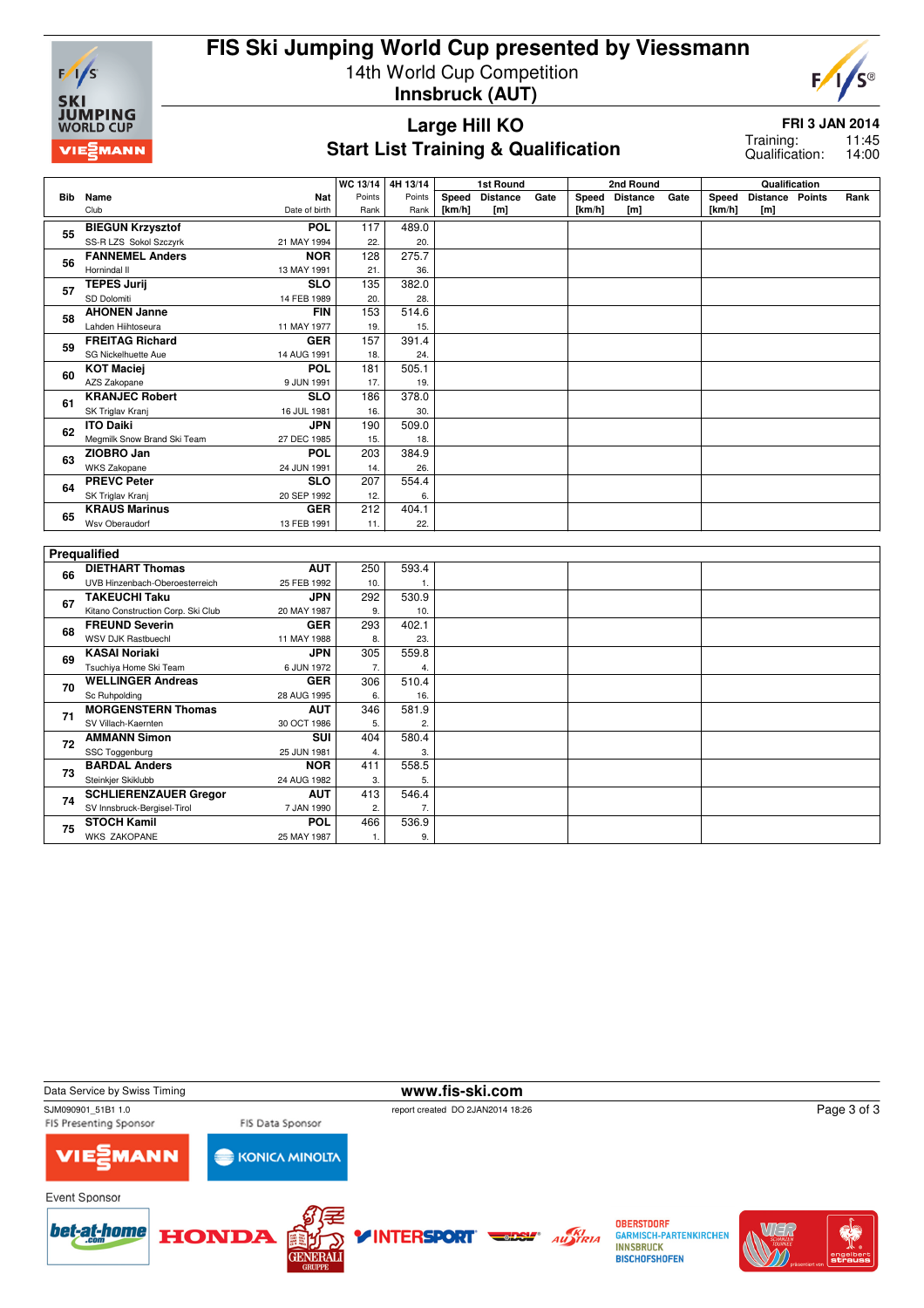# FIS Ski Jumping World Cup presented by Viessmann

14th World Cup Competition

**Innsbruck (AUT)**

## Large Hill KO
## Start List Training & Qualification

**FRI 3 JAN 2014**

Training: 11:45
Qualification: 14:00

| Bib | Name / Club | Nat / Date of birth | WC 13/14 Points / Rank | 4H 13/14 Points / Rank | 1st Round Speed [km/h] | 1st Round Distance [m] | 1st Round Gate | 2nd Round Speed [km/h] | 2nd Round Distance [m] | 2nd Round Gate | Qualification Speed [km/h] | Qualification Distance [m] | Qualification Points | Qualification Rank |
|---|---|---|---|---|---|---|---|---|---|---|---|---|---|---|
| 55 | **BIEGUN Krzysztof** SS-R LZS Sokol Szczyrk | POL 21 MAY 1994 | 117 / 22. | 489.0 / 20. | | | | | | | | | | |
| 56 | **FANNEMEL Anders** Hornindal Il | NOR 13 MAY 1991 | 128 / 21. | 275.7 / 36. | | | | | | | | | | |
| 57 | **TEPES Jurij** SD Dolomiti | SLO 14 FEB 1989 | 135 / 20. | 382.0 / 28. | | | | | | | | | | |
| 58 | **AHONEN Janne** Lahden Hiihtoseura | FIN 11 MAY 1977 | 153 / 19. | 514.6 / 15. | | | | | | | | | | |
| 59 | **FREITAG Richard** SG Nickelhuette Aue | GER 14 AUG 1991 | 157 / 18. | 391.4 / 24. | | | | | | | | | | |
| 60 | **KOT Maciej** AZS Zakopane | POL 9 JUN 1991 | 181 / 17. | 505.1 / 19. | | | | | | | | | | |
| 61 | **KRANJEC Robert** SK Triglav Kranj | SLO 16 JUL 1981 | 186 / 16. | 378.0 / 30. | | | | | | | | | | |
| 62 | **ITO Daiki** Megmilk Snow Brand Ski Team | JPN 27 DEC 1985 | 190 / 15. | 509.0 / 18. | | | | | | | | | | |
| 63 | **ZIOBRO Jan** WKS Zakopane | POL 24 JUN 1991 | 203 / 14. | 384.9 / 26. | | | | | | | | | | |
| 64 | **PREVC Peter** SK Triglav Kranj | SLO 20 SEP 1992 | 207 / 12. | 554.4 / 6. | | | | | | | | | | |
| 65 | **KRAUS Marinus** Wsv Oberaudorf | GER 13 FEB 1991 | 212 / 11. | 404.1 / 22. | | | | | | | | | | |

**Prequalified**

| Bib | Name / Club | Nat / Date of birth | WC 13/14 Points / Rank | 4H 13/14 Points / Rank | 1st Round Speed [km/h] | 1st Round Distance [m] | 1st Round Gate | 2nd Round Speed [km/h] | 2nd Round Distance [m] | 2nd Round Gate | Qualification Speed [km/h] | Qualification Distance [m] | Qualification Points | Qualification Rank |
|---|---|---|---|---|---|---|---|---|---|---|---|---|---|---|
| 66 | **DIETHART Thomas** UVB Hinzenbach-Oberoesterreich | AUT 25 FEB 1992 | 250 / 10. | 593.4 / 1. | | | | | | | | | | |
| 67 | **TAKEUCHI Taku** Kitano Construction Corp. Ski Club | JPN 20 MAY 1987 | 292 / 9. | 530.9 / 10. | | | | | | | | | | |
| 68 | **FREUND Severin** WSV DJK Rastbuechl | GER 11 MAY 1988 | 293 / 8. | 402.1 / 23. | | | | | | | | | | |
| 69 | **KASAI Noriaki** Tsuchiya Home Ski Team | JPN 6 JUN 1972 | 305 / 7. | 559.8 / 4. | | | | | | | | | | |
| 70 | **WELLINGER Andreas** Sc Ruhpolding | GER 28 AUG 1995 | 306 / 6. | 510.4 / 16. | | | | | | | | | | |
| 71 | **MORGENSTERN Thomas** SV Villach-Kaernten | AUT 30 OCT 1986 | 346 / 5. | 581.9 / 2. | | | | | | | | | | |
| 72 | **AMMANN Simon** SSC Toggenburg | SUI 25 JUN 1981 | 404 / 4. | 580.4 / 3. | | | | | | | | | | |
| 73 | **BARDAL Anders** Steinkjer Skiklubb | NOR 24 AUG 1982 | 411 / 3. | 558.5 / 5. | | | | | | | | | | |
| 74 | **SCHLIERENZAUER Gregor** SV Innsbruck-Bergisel-Tirol | AUT 7 JAN 1990 | 413 / 2. | 546.4 / 7. | | | | | | | | | | |
| 75 | **STOCH Kamil** WKS ZAKOPANE | POL 25 MAY 1987 | 466 / 1. | 536.9 / 9. | | | | | | | | | | |

Data Service by Swiss Timing

www.fis-ski.com

SJM090901_51B1 1.0

report created DO 2JAN2014 18:26

FIS Presenting Sponsor: VIESSMANN

FIS Data Sponsor: KONICA MINOLTA

Event Sponsor: bet-at-home.com, HONDA, GENERALI GRUPPE, INTERSPORT, DSV, AUSTRIA SKI, OBERSTDORF GARMISCH-PARTENKIRCHEN INNSBRUCK BISCHOFSHOFEN, VIERSCHANZENTOURNEE, engelbert strauss